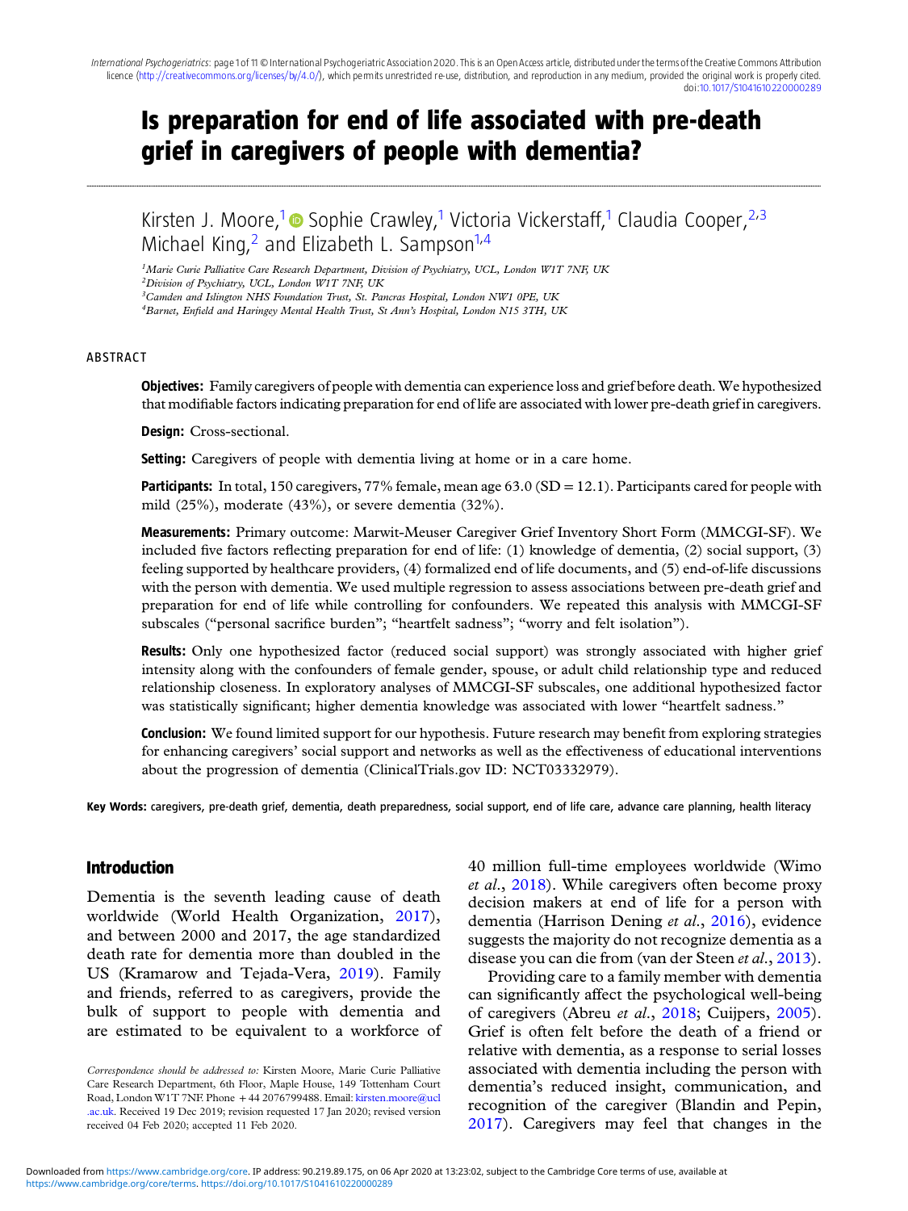# Is preparation for end of life associated with pre-death grief in caregivers of people with dementia?

Kirsten J. Moore,[1] Sophie Crawley,[1] Victoria Vickerstaff,[1] Claudia Cooper,[2,3] Michael King,[2] and Elizabeth L. Sampson[1,4]

[1] Marie Curie Palliative Care Research Department, Division of Psychiatry, UCL, London W1T 7NF, UK
[2] Division of Psychiatry, UCL, London W1T 7NF, UK
[3] Camden and Islington NHS Foundation Trust, St. Pancras Hospital, London NW1 0PE, UK
[4] Barnet, Enfield and Haringey Mental Health Trust, St Ann's Hospital, London N15 3TH, UK

## ABSTRACT

**Objectives:** Family caregivers of people with dementia can experience loss and grief before death. We hypothesized that modifiable factors indicating preparation for end of life are associated with lower pre-death grief in caregivers.

**Design:** Cross-sectional.

**Setting:** Caregivers of people with dementia living at home or in a care home.

**Participants:** In total, 150 caregivers, 77% female, mean age 63.0 (SD = 12.1). Participants cared for people with mild (25%), moderate (43%), or severe dementia (32%).

**Measurements:** Primary outcome: Marwit-Meuser Caregiver Grief Inventory Short Form (MMCGI-SF). We included five factors reflecting preparation for end of life: (1) knowledge of dementia, (2) social support, (3) feeling supported by healthcare providers, (4) formalized end of life documents, and (5) end-of-life discussions with the person with dementia. We used multiple regression to assess associations between pre-death grief and preparation for end of life while controlling for confounders. We repeated this analysis with MMCGI-SF subscales ("personal sacrifice burden"; "heartfelt sadness"; "worry and felt isolation").

**Results:** Only one hypothesized factor (reduced social support) was strongly associated with higher grief intensity along with the confounders of female gender, spouse, or adult child relationship type and reduced relationship closeness. In exploratory analyses of MMCGI-SF subscales, one additional hypothesized factor was statistically significant; higher dementia knowledge was associated with lower "heartfelt sadness."

**Conclusion:** We found limited support for our hypothesis. Future research may benefit from exploring strategies for enhancing caregivers' social support and networks as well as the effectiveness of educational interventions about the progression of dementia (ClinicalTrials.gov ID: NCT03332979).

**Key Words:** caregivers, pre-death grief, dementia, death preparedness, social support, end of life care, advance care planning, health literacy

## Introduction

Dementia is the seventh leading cause of death worldwide (World Health Organization, 2017), and between 2000 and 2017, the age standardized death rate for dementia more than doubled in the US (Kramarow and Tejada-Vera, 2019). Family and friends, referred to as caregivers, provide the bulk of support to people with dementia and are estimated to be equivalent to a workforce of 40 million full-time employees worldwide (Wimo *et al.*, 2018). While caregivers often become proxy decision makers at end of life for a person with dementia (Harrison Dening *et al.*, 2016), evidence suggests the majority do not recognize dementia as a disease you can die from (van der Steen *et al.*, 2013).

Providing care to a family member with dementia can significantly affect the psychological well-being of caregivers (Abreu *et al.*, 2018; Cuijpers, 2005). Grief is often felt before the death of a friend or relative with dementia, as a response to serial losses associated with dementia including the person with dementia's reduced insight, communication, and recognition of the caregiver (Blandin and Pepin, 2017). Caregivers may feel that changes in the

*Correspondence should be addressed to:* Kirsten Moore, Marie Curie Palliative Care Research Department, 6th Floor, Maple House, 149 Tottenham Court Road, London W1T 7NF. Phone +44 2076799488. Email: kirsten.moore@ucl.ac.uk. Received 19 Dec 2019; revision requested 17 Jan 2020; revised version received 04 Feb 2020; accepted 11 Feb 2020.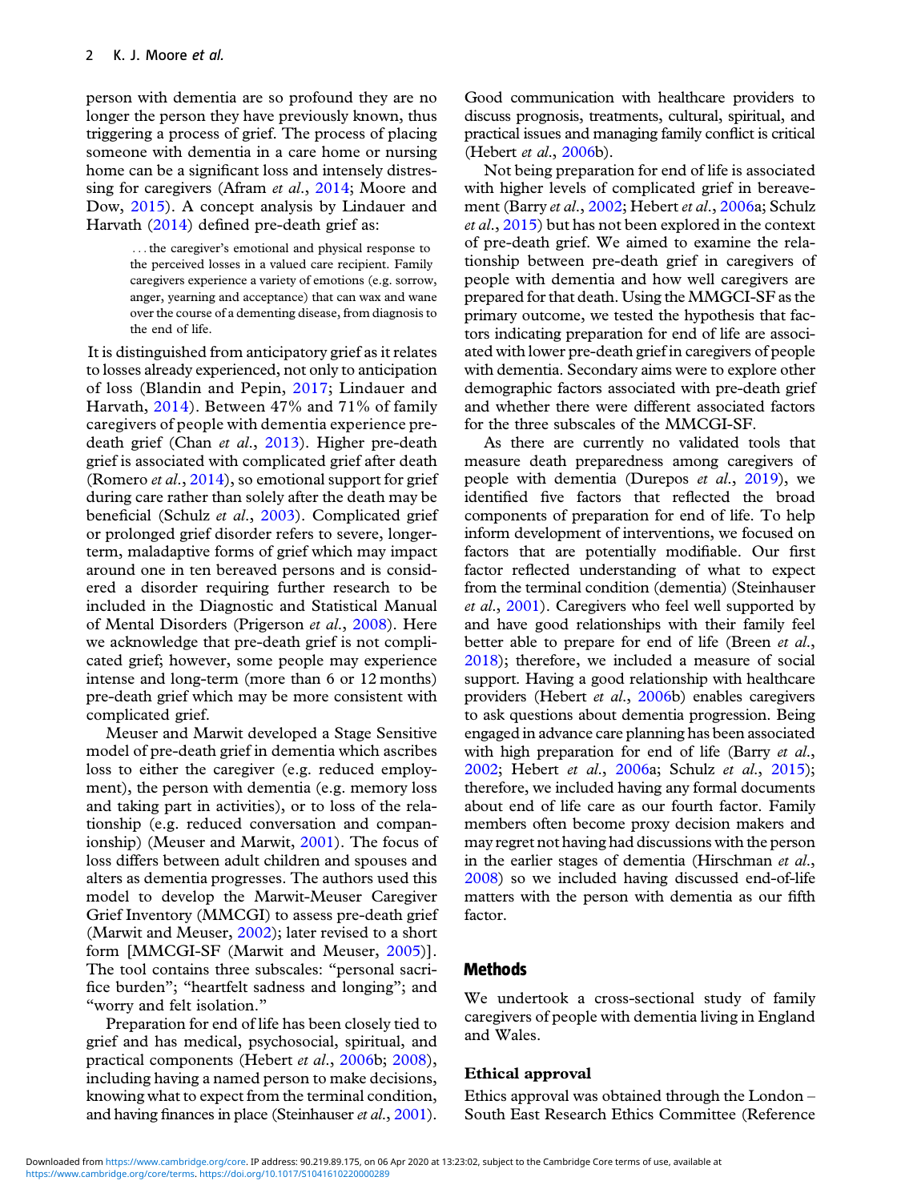person with dementia are so profound they are no longer the person they have previously known, thus triggering a process of grief. The process of placing someone with dementia in a care home or nursing home can be a significant loss and intensely distressing for caregivers (Afram *et al*., 2014; Moore and Dow, 2015). A concept analysis by Lindauer and Harvath (2014) defined pre-death grief as:

> ...the caregiver's emotional and physical response to the perceived losses in a valued care recipient. Family caregivers experience a variety of emotions (e.g. sorrow, anger, yearning and acceptance) that can wax and wane over the course of a dementing disease, from diagnosis to the end of life.

It is distinguished from anticipatory grief as it relates to losses already experienced, not only to anticipation of loss (Blandin and Pepin, 2017; Lindauer and Harvath, 2014). Between 47% and 71% of family caregivers of people with dementia experience pre-death grief (Chan *et al*., 2013). Higher pre-death grief is associated with complicated grief after death (Romero *et al*., 2014), so emotional support for grief during care rather than solely after the death may be beneficial (Schulz *et al*., 2003). Complicated grief or prolonged grief disorder refers to severe, longer-term, maladaptive forms of grief which may impact around one in ten bereaved persons and is considered a disorder requiring further research to be included in the Diagnostic and Statistical Manual of Mental Disorders (Prigerson *et al*., 2008). Here we acknowledge that pre-death grief is not complicated grief; however, some people may experience intense and long-term (more than 6 or 12 months) pre-death grief which may be more consistent with complicated grief.

Meuser and Marwit developed a Stage Sensitive model of pre-death grief in dementia which ascribes loss to either the caregiver (e.g. reduced employment), the person with dementia (e.g. memory loss and taking part in activities), or to loss of the relationship (e.g. reduced conversation and companionship) (Meuser and Marwit, 2001). The focus of loss differs between adult children and spouses and alters as dementia progresses. The authors used this model to develop the Marwit-Meuser Caregiver Grief Inventory (MMCGI) to assess pre-death grief (Marwit and Meuser, 2002); later revised to a short form [MMCGI-SF (Marwit and Meuser, 2005)]. The tool contains three subscales: "personal sacrifice burden"; "heartfelt sadness and longing"; and "worry and felt isolation."

Preparation for end of life has been closely tied to grief and has medical, psychosocial, spiritual, and practical components (Hebert *et al*., 2006b; 2008), including having a named person to make decisions, knowing what to expect from the terminal condition, and having finances in place (Steinhauser *et al*., 2001). Good communication with healthcare providers to discuss prognosis, treatments, cultural, spiritual, and practical issues and managing family conflict is critical (Hebert *et al*., 2006b).

Not being preparation for end of life is associated with higher levels of complicated grief in bereavement (Barry *et al*., 2002; Hebert *et al*., 2006a; Schulz *et al*., 2015) but has not been explored in the context of pre-death grief. We aimed to examine the relationship between pre-death grief in caregivers of people with dementia and how well caregivers are prepared for that death. Using the MMGCI-SF as the primary outcome, we tested the hypothesis that factors indicating preparation for end of life are associated with lower pre-death grief in caregivers of people with dementia. Secondary aims were to explore other demographic factors associated with pre-death grief and whether there were different associated factors for the three subscales of the MMCGI-SF.

As there are currently no validated tools that measure death preparedness among caregivers of people with dementia (Durepos *et al*., 2019), we identified five factors that reflected the broad components of preparation for end of life. To help inform development of interventions, we focused on factors that are potentially modifiable. Our first factor reflected understanding of what to expect from the terminal condition (dementia) (Steinhauser *et al*., 2001). Caregivers who feel well supported by and have good relationships with their family feel better able to prepare for end of life (Breen *et al*., 2018); therefore, we included a measure of social support. Having a good relationship with healthcare providers (Hebert *et al*., 2006b) enables caregivers to ask questions about dementia progression. Being engaged in advance care planning has been associated with high preparation for end of life (Barry *et al*., 2002; Hebert *et al*., 2006a; Schulz *et al*., 2015); therefore, we included having any formal documents about end of life care as our fourth factor. Family members often become proxy decision makers and may regret not having had discussions with the person in the earlier stages of dementia (Hirschman *et al*., 2008) so we included having discussed end-of-life matters with the person with dementia as our fifth factor.

## Methods

We undertook a cross-sectional study of family caregivers of people with dementia living in England and Wales.

### Ethical approval

Ethics approval was obtained through the London – South East Research Ethics Committee (Reference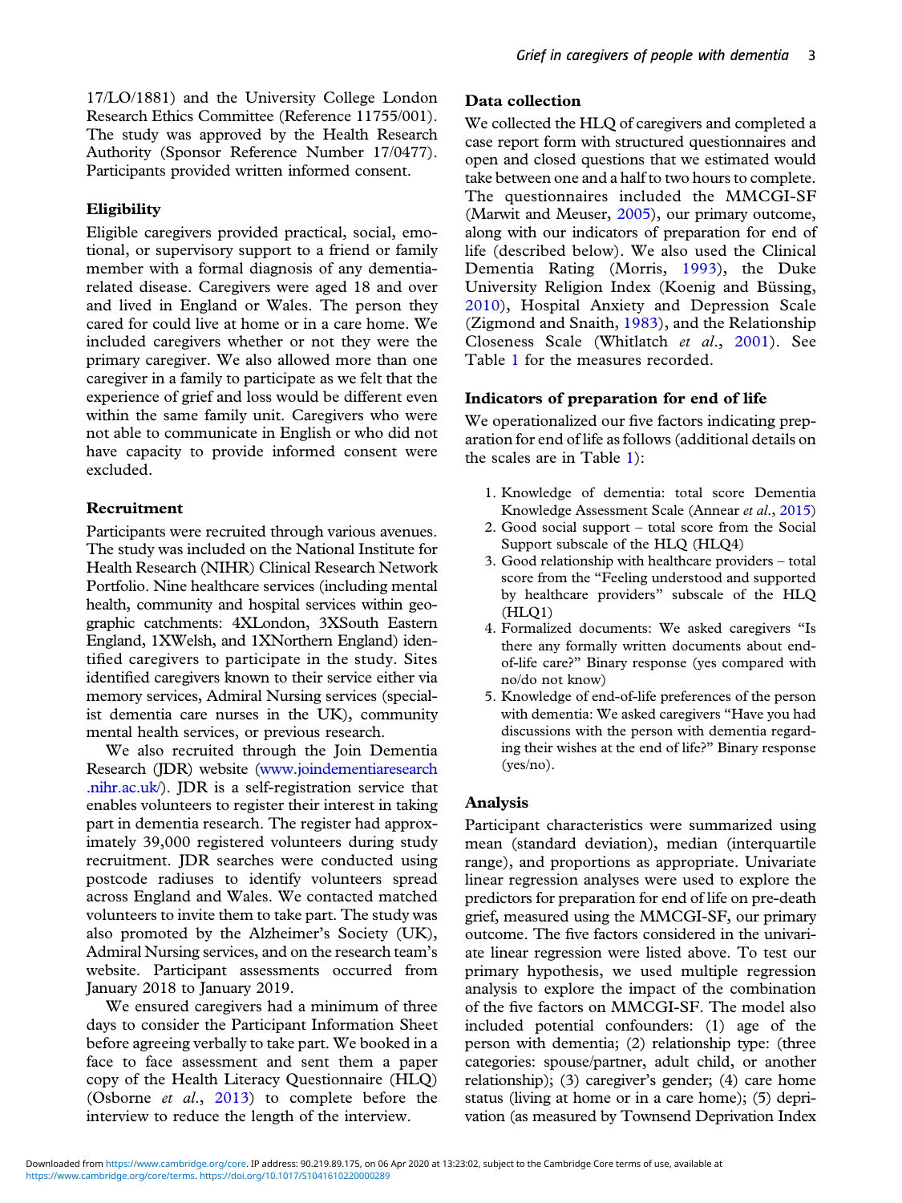17/LO/1881) and the University College London Research Ethics Committee (Reference 11755/001). The study was approved by the Health Research Authority (Sponsor Reference Number 17/0477). Participants provided written informed consent.

### Eligibility

Eligible caregivers provided practical, social, emotional, or supervisory support to a friend or family member with a formal diagnosis of any dementia-related disease. Caregivers were aged 18 and over and lived in England or Wales. The person they cared for could live at home or in a care home. We included caregivers whether or not they were the primary caregiver. We also allowed more than one caregiver in a family to participate as we felt that the experience of grief and loss would be different even within the same family unit. Caregivers who were not able to communicate in English or who did not have capacity to provide informed consent were excluded.

### Recruitment

Participants were recruited through various avenues. The study was included on the National Institute for Health Research (NIHR) Clinical Research Network Portfolio. Nine healthcare services (including mental health, community and hospital services within geographic catchments: 4XLondon, 3XSouth Eastern England, 1XWelsh, and 1XNorthern England) identified caregivers to participate in the study. Sites identified caregivers known to their service either via memory services, Admiral Nursing services (specialist dementia care nurses in the UK), community mental health services, or previous research.

We also recruited through the Join Dementia Research (JDR) website (www.joindementiaresearch.nihr.ac.uk/). JDR is a self-registration service that enables volunteers to register their interest in taking part in dementia research. The register had approximately 39,000 registered volunteers during study recruitment. JDR searches were conducted using postcode radiuses to identify volunteers spread across England and Wales. We contacted matched volunteers to invite them to take part. The study was also promoted by the Alzheimer's Society (UK), Admiral Nursing services, and on the research team's website. Participant assessments occurred from January 2018 to January 2019.

We ensured caregivers had a minimum of three days to consider the Participant Information Sheet before agreeing verbally to take part. We booked in a face to face assessment and sent them a paper copy of the Health Literacy Questionnaire (HLQ) (Osborne *et al.*, 2013) to complete before the interview to reduce the length of the interview.

### Data collection

We collected the HLQ of caregivers and completed a case report form with structured questionnaires and open and closed questions that we estimated would take between one and a half to two hours to complete. The questionnaires included the MMCGI-SF (Marwit and Meuser, 2005), our primary outcome, along with our indicators of preparation for end of life (described below). We also used the Clinical Dementia Rating (Morris, 1993), the Duke University Religion Index (Koenig and Büssing, 2010), Hospital Anxiety and Depression Scale (Zigmond and Snaith, 1983), and the Relationship Closeness Scale (Whitlatch *et al.*, 2001). See Table 1 for the measures recorded.

### Indicators of preparation for end of life

We operationalized our five factors indicating preparation for end of life as follows (additional details on the scales are in Table 1):

1. Knowledge of dementia: total score Dementia Knowledge Assessment Scale (Annear *et al.*, 2015)
2. Good social support – total score from the Social Support subscale of the HLQ (HLQ4)
3. Good relationship with healthcare providers – total score from the "Feeling understood and supported by healthcare providers" subscale of the HLQ (HLQ1)
4. Formalized documents: We asked caregivers "Is there any formally written documents about end-of-life care?" Binary response (yes compared with no/do not know)
5. Knowledge of end-of-life preferences of the person with dementia: We asked caregivers "Have you had discussions with the person with dementia regarding their wishes at the end of life?" Binary response (yes/no).

### Analysis

Participant characteristics were summarized using mean (standard deviation), median (interquartile range), and proportions as appropriate. Univariate linear regression analyses were used to explore the predictors for preparation for end of life on pre-death grief, measured using the MMCGI-SF, our primary outcome. The five factors considered in the univariate linear regression were listed above. To test our primary hypothesis, we used multiple regression analysis to explore the impact of the combination of the five factors on MMCGI-SF. The model also included potential confounders: (1) age of the person with dementia; (2) relationship type: (three categories: spouse/partner, adult child, or another relationship); (3) caregiver's gender; (4) care home status (living at home or in a care home); (5) deprivation (as measured by Townsend Deprivation Index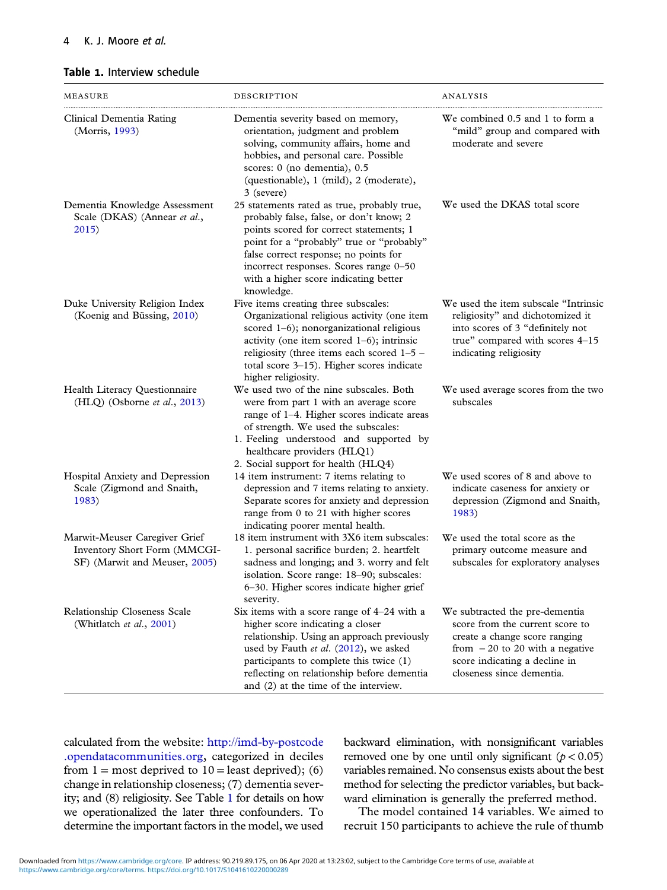**Table 1.** Interview schedule

| MEASURE | DESCRIPTION | ANALYSIS |
|---|---|---|
| Clinical Dementia Rating (Morris, 1993) | Dementia severity based on memory, orientation, judgment and problem solving, community affairs, home and hobbies, and personal care. Possible scores: 0 (no dementia), 0.5 (questionable), 1 (mild), 2 (moderate), 3 (severe) | We combined 0.5 and 1 to form a "mild" group and compared with moderate and severe |
| Dementia Knowledge Assessment Scale (DKAS) (Annear *et al.*, 2015) | 25 statements rated as true, probably true, probably false, false, or don't know; 2 points scored for correct statements; 1 point for a "probably" true or "probably" false correct response; no points for incorrect responses. Scores range 0–50 with a higher score indicating better knowledge. | We used the DKAS total score |
| Duke University Religion Index (Koenig and Büssing, 2010) | Five items creating three subscales: Organizational religious activity (one item scored 1–6); nonorganizational religious activity (one item scored 1–6); intrinsic religiosity (three items each scored 1–5 – total score 3–15). Higher scores indicate higher religiosity. | We used the item subscale "Intrinsic religiosity" and dichotomized it into scores of 3 "definitely not true" compared with scores 4–15 indicating religiosity |
| Health Literacy Questionnaire (HLQ) (Osborne *et al.*, 2013) | We used two of the nine subscales. Both were from part 1 with an average score range of 1–4. Higher scores indicate areas of strength. We used the subscales: 1. Feeling understood and supported by healthcare providers (HLQ1) 2. Social support for health (HLQ4) | We used average scores from the two subscales |
| Hospital Anxiety and Depression Scale (Zigmond and Snaith, 1983) | 14 item instrument: 7 items relating to depression and 7 items relating to anxiety. Separate scores for anxiety and depression range from 0 to 21 with higher scores indicating poorer mental health. | We used scores of 8 and above to indicate caseness for anxiety or depression (Zigmond and Snaith, 1983) |
| Marwit-Meuser Caregiver Grief Inventory Short Form (MMCGI-SF) (Marwit and Meuser, 2005) | 18 item instrument with 3X6 item subscales: 1. personal sacrifice burden; 2. heartfelt sadness and longing; and 3. worry and felt isolation. Score range: 18–90; subscales: 6–30. Higher scores indicate higher grief severity. | We used the total score as the primary outcome measure and subscales for exploratory analyses |
| Relationship Closeness Scale (Whitlatch *et al.*, 2001) | Six items with a score range of 4–24 with a higher score indicating a closer relationship. Using an approach previously used by Fauth *et al.* (2012), we asked participants to complete this twice (1) reflecting on relationship before dementia and (2) at the time of the interview. | We subtracted the pre-dementia score from the current score to create a change score ranging from −20 to 20 with a negative score indicating a decline in closeness since dementia. |

calculated from the website: http://imd-by-postcode.opendatacommunities.org, categorized in deciles from 1 = most deprived to 10 = least deprived); (6) change in relationship closeness; (7) dementia severity; and (8) religiosity. See Table 1 for details on how we operationalized the later three confounders. To determine the important factors in the model, we used backward elimination, with nonsignificant variables removed one by one until only significant ($p < 0.05$) variables remained. No consensus exists about the best method for selecting the predictor variables, but backward elimination is generally the preferred method.

The model contained 14 variables. We aimed to recruit 150 participants to achieve the rule of thumb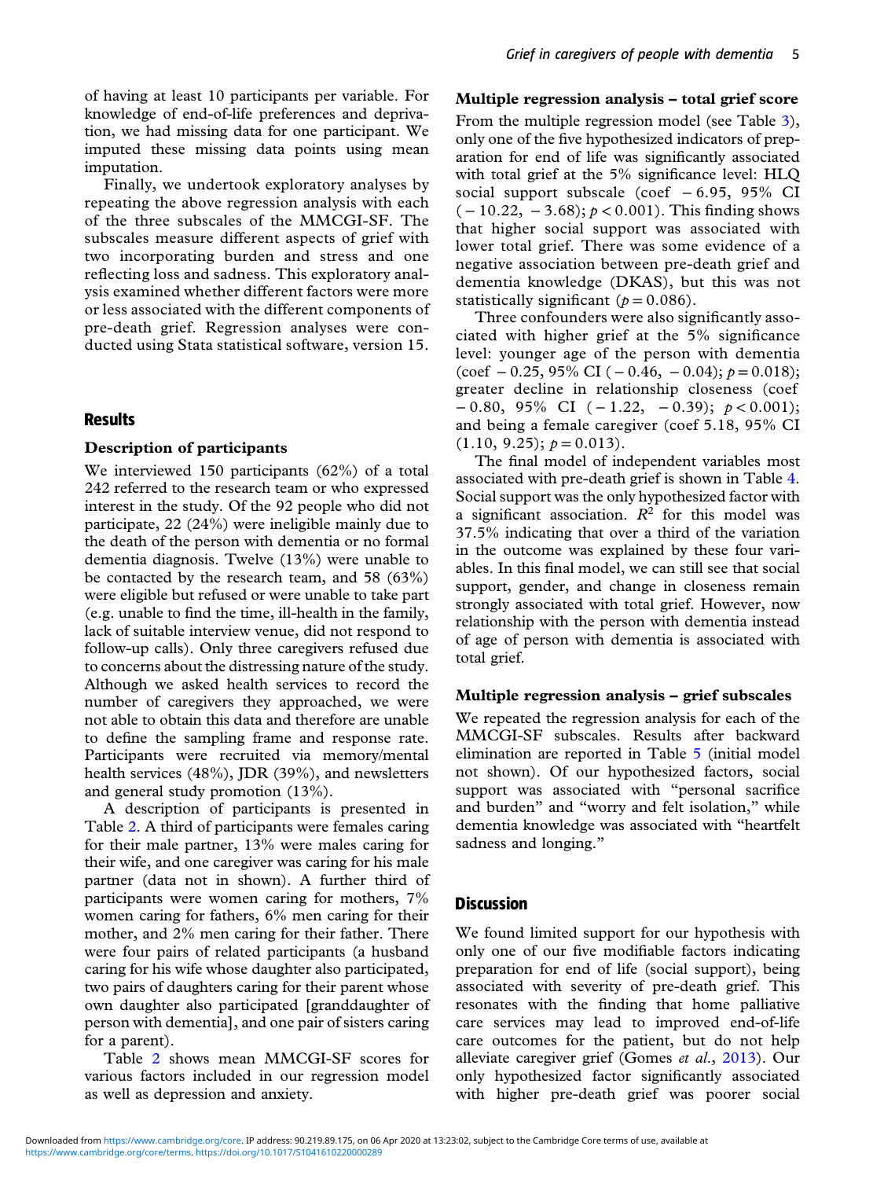of having at least 10 participants per variable. For knowledge of end-of-life preferences and deprivation, we had missing data for one participant. We imputed these missing data points using mean imputation.

Finally, we undertook exploratory analyses by repeating the above regression analysis with each of the three subscales of the MMCGI-SF. The subscales measure different aspects of grief with two incorporating burden and stress and one reflecting loss and sadness. This exploratory analysis examined whether different factors were more or less associated with the different components of pre-death grief. Regression analyses were conducted using Stata statistical software, version 15.

## Results

### Description of participants

We interviewed 150 participants (62%) of a total 242 referred to the research team or who expressed interest in the study. Of the 92 people who did not participate, 22 (24%) were ineligible mainly due to the death of the person with dementia or no formal dementia diagnosis. Twelve (13%) were unable to be contacted by the research team, and 58 (63%) were eligible but refused or were unable to take part (e.g. unable to find the time, ill-health in the family, lack of suitable interview venue, did not respond to follow-up calls). Only three caregivers refused due to concerns about the distressing nature of the study. Although we asked health services to record the number of caregivers they approached, we were not able to obtain this data and therefore are unable to define the sampling frame and response rate. Participants were recruited via memory/mental health services (48%), JDR (39%), and newsletters and general study promotion (13%).

A description of participants is presented in Table 2. A third of participants were females caring for their male partner, 13% were males caring for their wife, and one caregiver was caring for his male partner (data not in shown). A further third of participants were women caring for mothers, 7% women caring for fathers, 6% men caring for their mother, and 2% men caring for their father. There were four pairs of related participants (a husband caring for his wife whose daughter also participated, two pairs of daughters caring for their parent whose own daughter also participated [granddaughter of person with dementia], and one pair of sisters caring for a parent).

Table 2 shows mean MMCGI-SF scores for various factors included in our regression model as well as depression and anxiety.

### Multiple regression analysis – total grief score

From the multiple regression model (see Table 3), only one of the five hypothesized indicators of preparation for end of life was significantly associated with total grief at the 5% significance level: HLQ social support subscale (coef $-6.95$, 95% CI ($-10.22$, $-3.68$); $p < 0.001$). This finding shows that higher social support was associated with lower total grief. There was some evidence of a negative association between pre-death grief and dementia knowledge (DKAS), but this was not statistically significant ($p = 0.086$).

Three confounders were also significantly associated with higher grief at the 5% significance level: younger age of the person with dementia (coef $-0.25$, 95% CI ($-0.46$, $-0.04$); $p = 0.018$); greater decline in relationship closeness (coef $-0.80$, 95% CI ($-1.22$, $-0.39$); $p < 0.001$); and being a female caregiver (coef 5.18, 95% CI (1.10, 9.25); $p = 0.013$).

The final model of independent variables most associated with pre-death grief is shown in Table 4. Social support was the only hypothesized factor with a significant association. $R^2$ for this model was 37.5% indicating that over a third of the variation in the outcome was explained by these four variables. In this final model, we can still see that social support, gender, and change in closeness remain strongly associated with total grief. However, now relationship with the person with dementia instead of age of person with dementia is associated with total grief.

### Multiple regression analysis – grief subscales

We repeated the regression analysis for each of the MMCGI-SF subscales. Results after backward elimination are reported in Table 5 (initial model not shown). Of our hypothesized factors, social support was associated with "personal sacrifice and burden" and "worry and felt isolation," while dementia knowledge was associated with "heartfelt sadness and longing."

## Discussion

We found limited support for our hypothesis with only one of our five modifiable factors indicating preparation for end of life (social support), being associated with severity of pre-death grief. This resonates with the finding that home palliative care services may lead to improved end-of-life care outcomes for the patient, but do not help alleviate caregiver grief (Gomes *et al.*, 2013). Our only hypothesized factor significantly associated with higher pre-death grief was poorer social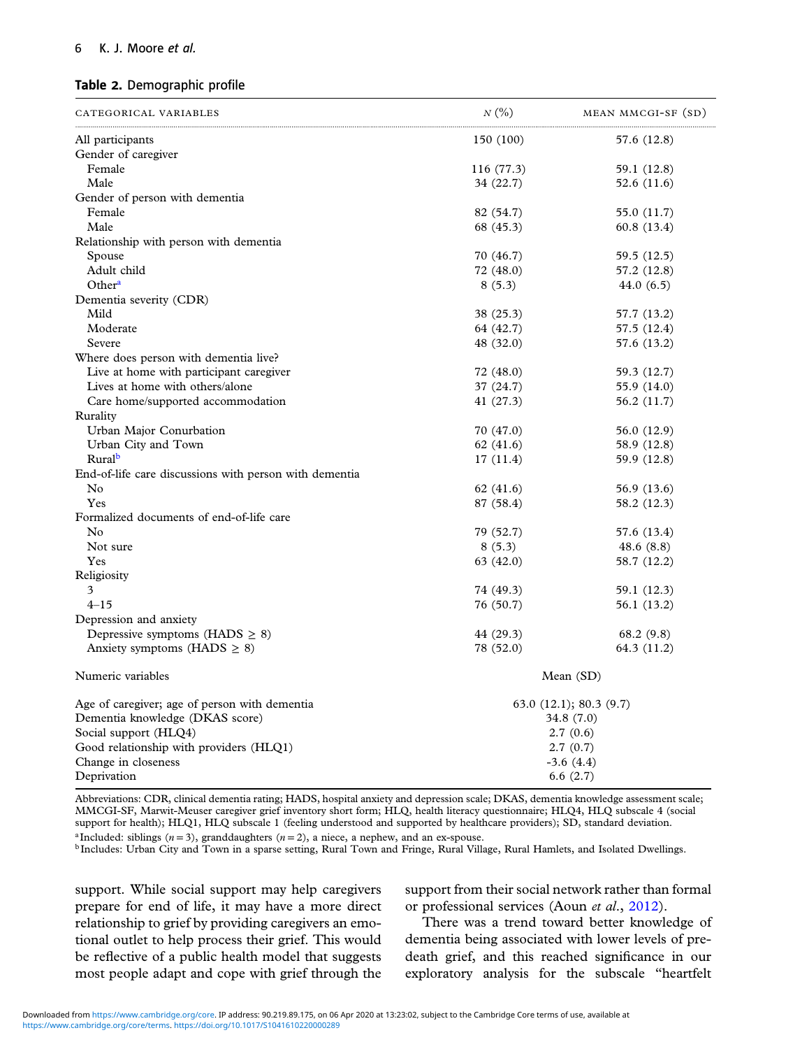**Table 2.** Demographic profile

| Categorical variables | N (%) | Mean MMCGI-SF (SD) |
|---|---|---|
| All participants | 150 (100) | 57.6 (12.8) |
| Gender of caregiver | | |
| Female | 116 (77.3) | 59.1 (12.8) |
| Male | 34 (22.7) | 52.6 (11.6) |
| Gender of person with dementia | | |
| Female | 82 (54.7) | 55.0 (11.7) |
| Male | 68 (45.3) | 60.8 (13.4) |
| Relationship with person with dementia | | |
| Spouse | 70 (46.7) | 59.5 (12.5) |
| Adult child | 72 (48.0) | 57.2 (12.8) |
| Other[a] | 8 (5.3) | 44.0 (6.5) |
| Dementia severity (CDR) | | |
| Mild | 38 (25.3) | 57.7 (13.2) |
| Moderate | 64 (42.7) | 57.5 (12.4) |
| Severe | 48 (32.0) | 57.6 (13.2) |
| Where does person with dementia live? | | |
| Live at home with participant caregiver | 72 (48.0) | 59.3 (12.7) |
| Lives at home with others/alone | 37 (24.7) | 55.9 (14.0) |
| Care home/supported accommodation | 41 (27.3) | 56.2 (11.7) |
| Rurality | | |
| Urban Major Conurbation | 70 (47.0) | 56.0 (12.9) |
| Urban City and Town | 62 (41.6) | 58.9 (12.8) |
| Rural[b] | 17 (11.4) | 59.9 (12.8) |
| End-of-life care discussions with person with dementia | | |
| No | 62 (41.6) | 56.9 (13.6) |
| Yes | 87 (58.4) | 58.2 (12.3) |
| Formalized documents of end-of-life care | | |
| No | 79 (52.7) | 57.6 (13.4) |
| Not sure | 8 (5.3) | 48.6 (8.8) |
| Yes | 63 (42.0) | 58.7 (12.2) |
| Religiosity | | |
| 3 | 74 (49.3) | 59.1 (12.3) |
| 4–15 | 76 (50.7) | 56.1 (13.2) |
| Depression and anxiety | | |
| Depressive symptoms (HADS $\geq$ 8) | 44 (29.3) | 68.2 (9.8) |
| Anxiety symptoms (HADS $\geq$ 8) | 78 (52.0) | 64.3 (11.2) |
| **Numeric variables** | **Mean (SD)** | |
| Age of caregiver; age of person with dementia | 63.0 (12.1); 80.3 (9.7) | |
| Dementia knowledge (DKAS score) | 34.8 (7.0) | |
| Social support (HLQ4) | 2.7 (0.6) | |
| Good relationship with providers (HLQ1) | 2.7 (0.7) | |
| Change in closeness | -3.6 (4.4) | |
| Deprivation | 6.6 (2.7) | |

Abbreviations: CDR, clinical dementia rating; HADS, hospital anxiety and depression scale; DKAS, dementia knowledge assessment scale; MMCGI-SF, Marwit-Meuser caregiver grief inventory short form; HLQ, health literacy questionnaire; HLQ4, HLQ subscale 4 (social support for health); HLQ1, HLQ subscale 1 (feeling understood and supported by healthcare providers); SD, standard deviation.

[a] Included: siblings ($n = 3$), granddaughters ($n = 2$), a niece, a nephew, and an ex-spouse.

[b] Includes: Urban City and Town in a sparse setting, Rural Town and Fringe, Rural Village, Rural Hamlets, and Isolated Dwellings.

support. While social support may help caregivers prepare for end of life, it may have a more direct relationship to grief by providing caregivers an emotional outlet to help process their grief. This would be reflective of a public health model that suggests most people adapt and cope with grief through the support from their social network rather than formal or professional services (Aoun *et al.*, 2012).

There was a trend toward better knowledge of dementia being associated with lower levels of pre-death grief, and this reached significance in our exploratory analysis for the subscale "heartfelt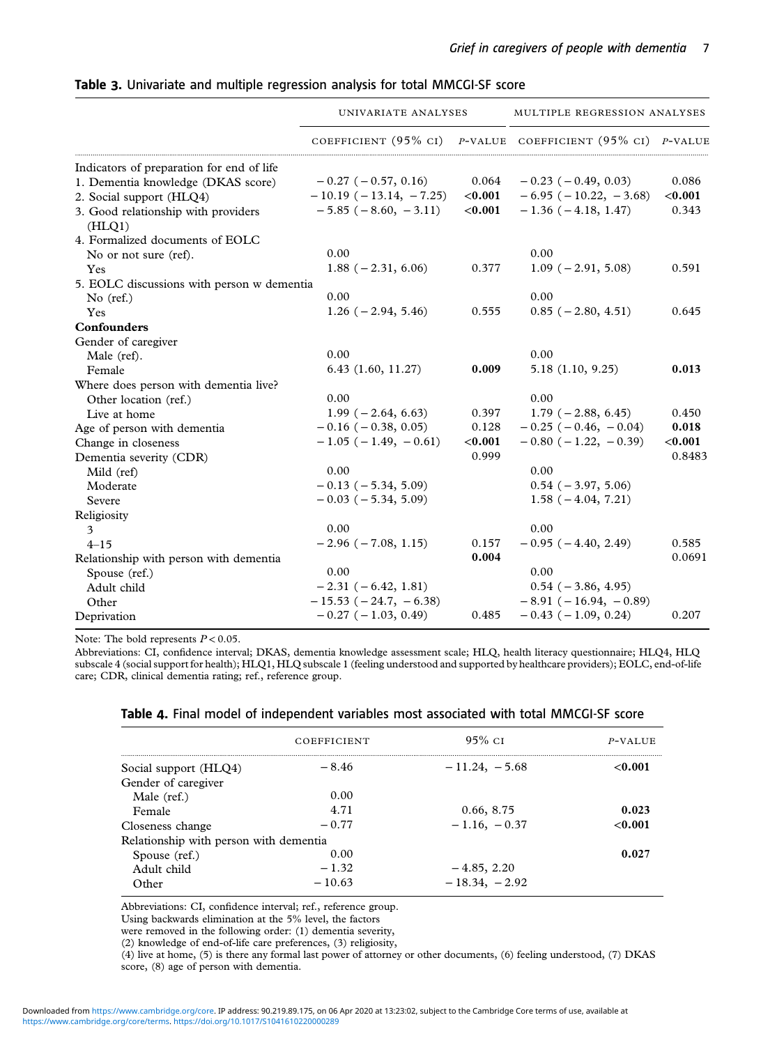**Table 3.** Univariate and multiple regression analysis for total MMCGI-SF score

| | UNIVARIATE ANALYSES | | MULTIPLE REGRESSION ANALYSES | |
|---|---|---|---|---|
| | COEFFICIENT (95% CI) | *P*-VALUE | COEFFICIENT (95% CI) | *P*-VALUE |
| Indicators of preparation for end of life | | | | |
| 1. Dementia knowledge (DKAS score) | −0.27 (−0.57, 0.16) | 0.064 | −0.23 (−0.49, 0.03) | 0.086 |
| 2. Social support (HLQ4) | −10.19 (−13.14, −7.25) | **<0.001** | −6.95 (−10.22, −3.68) | **<0.001** |
| 3. Good relationship with providers (HLQ1) | −5.85 (−8.60, −3.11) | **<0.001** | −1.36 (−4.18, 1.47) | 0.343 |
| 4. Formalized documents of EOLC | | | | |
| No or not sure (ref). | 0.00 | | 0.00 | |
| Yes | 1.88 (−2.31, 6.06) | 0.377 | 1.09 (−2.91, 5.08) | 0.591 |
| 5. EOLC discussions with person w dementia | | | | |
| No (ref.) | 0.00 | | 0.00 | |
| Yes | 1.26 (−2.94, 5.46) | 0.555 | 0.85 (−2.80, 4.51) | 0.645 |
| **Confounders** | | | | |
| Gender of caregiver | | | | |
| Male (ref). | 0.00 | | 0.00 | |
| Female | 6.43 (1.60, 11.27) | **0.009** | 5.18 (1.10, 9.25) | **0.013** |
| Where does person with dementia live? | | | | |
| Other location (ref.) | 0.00 | | 0.00 | |
| Live at home | 1.99 (−2.64, 6.63) | 0.397 | 1.79 (−2.88, 6.45) | 0.450 |
| Age of person with dementia | −0.16 (−0.38, 0.05) | 0.128 | −0.25 (−0.46, −0.04) | **0.018** |
| Change in closeness | −1.05 (−1.49, −0.61) | <0.001 | −0.80 (−1.22, −0.39) | <0.001 |
| Dementia severity (CDR) | | 0.999 | | 0.8483 |
| Mild (ref) | 0.00 | | 0.00 | |
| Moderate | −0.13 (−5.34, 5.09) | | 0.54 (−3.97, 5.06) | |
| Severe | −0.03 (−5.34, 5.09) | | 1.58 (−4.04, 7.21) | |
| Religiosity | | | | |
| 3 | 0.00 | | 0.00 | |
| 4–15 | −2.96 (−7.08, 1.15) | 0.157 | −0.95 (−4.40, 2.49) | 0.585 |
| Relationship with person with dementia | | **0.004** | | 0.0691 |
| Spouse (ref.) | 0.00 | | 0.00 | |
| Adult child | −2.31 (−6.42, 1.81) | | 0.54 (−3.86, 4.95) | |
| Other | −15.53 (−24.7, −6.38) | | −8.91 (−16.94, −0.89) | |
| Deprivation | −0.27 (−1.03, 0.49) | 0.485 | −0.43 (−1.09, 0.24) | 0.207 |

Note: The bold represents $P < 0.05$.

Abbreviations: CI, confidence interval; DKAS, dementia knowledge assessment scale; HLQ, health literacy questionnaire; HLQ4, HLQ subscale 4 (social support for health); HLQ1, HLQ subscale 1 (feeling understood and supported by healthcare providers); EOLC, end-of-life care; CDR, clinical dementia rating; ref., reference group.

**Table 4.** Final model of independent variables most associated with total MMCGI-SF score

| | COEFFICIENT | 95% CI | *P*-VALUE |
|---|---|---|---|
| Social support (HLQ4) | −8.46 | −11.24, −5.68 | **<0.001** |
| Gender of caregiver | | | |
| Male (ref.) | 0.00 | | |
| Female | 4.71 | 0.66, 8.75 | **0.023** |
| Closeness change | −0.77 | −1.16, −0.37 | **<0.001** |
| Relationship with person with dementia | | | |
| Spouse (ref.) | 0.00 | | **0.027** |
| Adult child | −1.32 | −4.85, 2.20 | |
| Other | −10.63 | −18.34, −2.92 | |

Abbreviations: CI, confidence interval; ref., reference group.

Using backwards elimination at the 5% level, the factors were removed in the following order: (1) dementia severity, (2) knowledge of end-of-life care preferences, (3) religiosity, (4) live at home, (5) is there any formal last power of attorney or other documents, (6) feeling understood, (7) DKAS score, (8) age of person with dementia.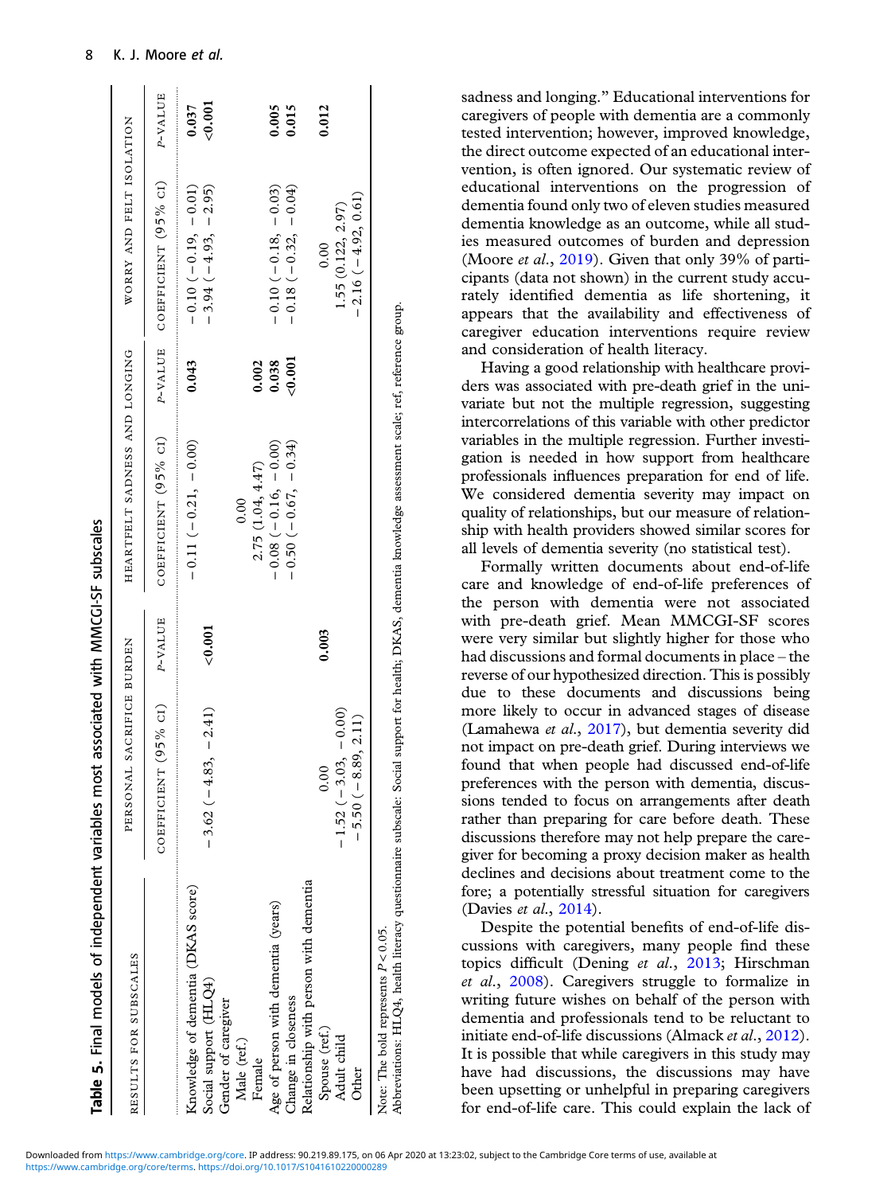**Table 5.** Final models of independent variables most associated with MMCGI-SF subscales

| Results for subscales | Personal sacrifice burden | | Heartfelt sadness and longing | | Worry and felt isolation | |
|---|---|---|---|---|---|---|
| | Coefficient (95% CI) | P-value | Coefficient (95% CI) | P-value | Coefficient (95% CI) | P-value |
| Knowledge of dementia (DKAS score) | | | −0.11 (−0.21, −0.00) | **0.043** | −0.10 (−0.19, −0.01) | **0.037** |
| Social support (HLQ4) | −3.62 (−4.83, −2.41) | **<0.001** | | | −3.94 (−4.93, −2.95) | **<0.001** |
| Gender of caregiver | | | | | | |
| Male (ref.) | | | 0.00 | | | |
| Female | | | 2.75 (1.04, 4.47) | **0.002** | | |
| Age of person with dementia (years) | | | −0.08 (−0.16, −0.00) | **0.038** | −0.10 (−0.18, −0.03) | **0.005** |
| Change in closeness | | | −0.50 (−0.67, −0.34) | **<0.001** | −0.18 (−0.32, −0.04) | **0.015** |
| Relationship with person with dementia | | | | | | |
| Spouse (ref.) | 0.00 | | | | 0.00 | |
| Adult child | −1.52 (−3.03, −0.00) | **0.003** | | | 1.55 (0.122, 2.97) | **0.012** |
| Other | −5.50 (−8.89, 2.11) | | | | −2.16 (−4.92, 0.61) | |

Note: The bold represents $P < 0.05$.
Abbreviations: HLQ4, health literacy questionnaire subscale: Social support for health; DKAS, dementia knowledge assessment scale; ref, reference group.

sadness and longing." Educational interventions for caregivers of people with dementia are a commonly tested intervention; however, improved knowledge, the direct outcome expected of an educational intervention, is often ignored. Our systematic review of educational interventions on the progression of dementia found only two of eleven studies measured dementia knowledge as an outcome, while all studies measured outcomes of burden and depression (Moore *et al.*, 2019). Given that only 39% of participants (data not shown) in the current study accurately identified dementia as life shortening, it appears that the availability and effectiveness of caregiver education interventions require review and consideration of health literacy.

Having a good relationship with healthcare providers was associated with pre-death grief in the univariate but not the multiple regression, suggesting intercorrelations of this variable with other predictor variables in the multiple regression. Further investigation is needed in how support from healthcare professionals influences preparation for end of life. We considered dementia severity may impact on quality of relationships, but our measure of relationship with health providers showed similar scores for all levels of dementia severity (no statistical test).

Formally written documents about end-of-life care and knowledge of end-of-life preferences of the person with dementia were not associated with pre-death grief. Mean MMCGI-SF scores were very similar but slightly higher for those who had discussions and formal documents in place – the reverse of our hypothesized direction. This is possibly due to these documents and discussions being more likely to occur in advanced stages of disease (Lamahewa *et al.*, 2017), but dementia severity did not impact on pre-death grief. During interviews we found that when people had discussed end-of-life preferences with the person with dementia, discussions tended to focus on arrangements after death rather than preparing for care before death. These discussions therefore may not help prepare the caregiver for becoming a proxy decision maker as health declines and decisions about treatment come to the fore; a potentially stressful situation for caregivers (Davies *et al.*, 2014).

Despite the potential benefits of end-of-life discussions with caregivers, many people find these topics difficult (Dening *et al.*, 2013; Hirschman *et al.*, 2008). Caregivers struggle to formalize in writing future wishes on behalf of the person with dementia and professionals tend to be reluctant to initiate end-of-life discussions (Almack *et al.*, 2012). It is possible that while caregivers in this study may have had discussions, the discussions may have been upsetting or unhelpful in preparing caregivers for end-of-life care. This could explain the lack of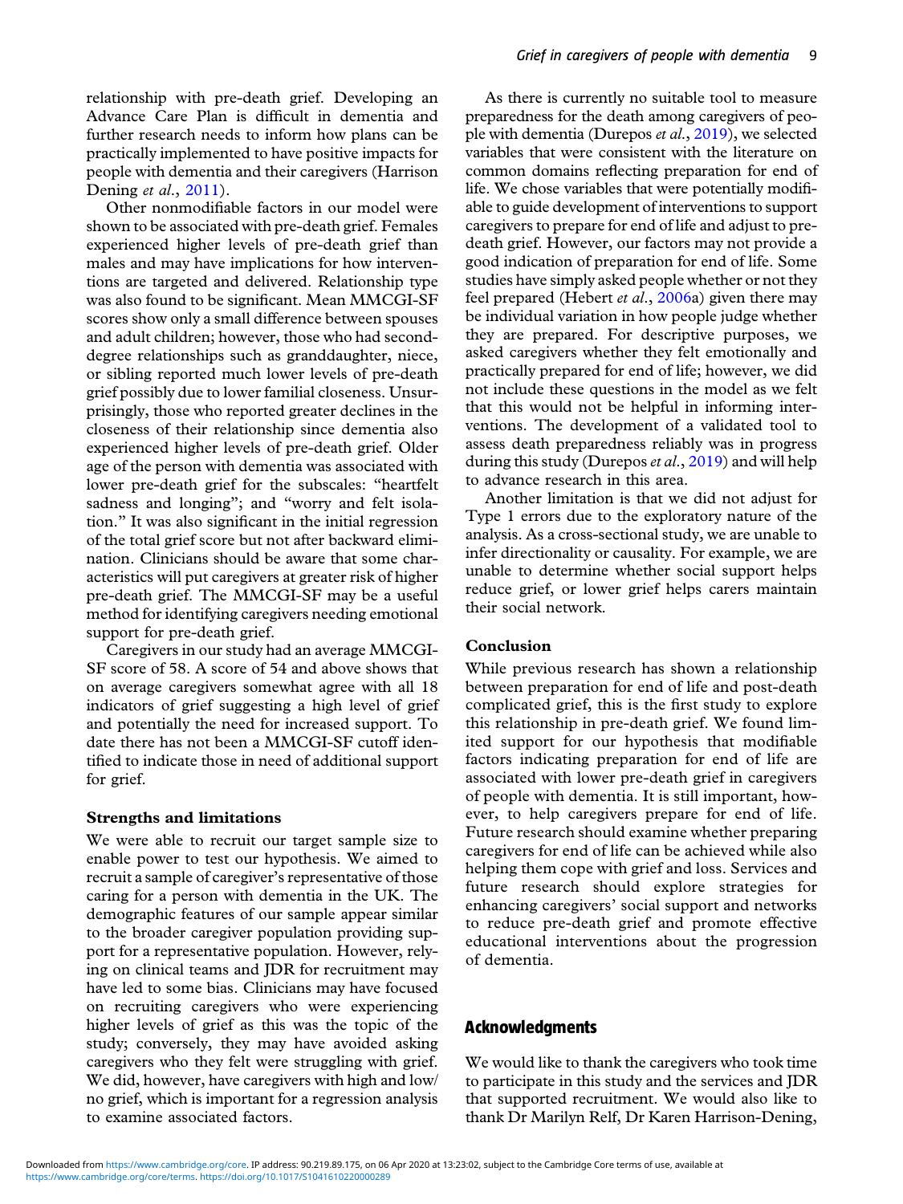relationship with pre-death grief. Developing an Advance Care Plan is difficult in dementia and further research needs to inform how plans can be practically implemented to have positive impacts for people with dementia and their caregivers (Harrison Dening *et al.*, 2011).

Other nonmodifiable factors in our model were shown to be associated with pre-death grief. Females experienced higher levels of pre-death grief than males and may have implications for how interventions are targeted and delivered. Relationship type was also found to be significant. Mean MMCGI-SF scores show only a small difference between spouses and adult children; however, those who had second-degree relationships such as granddaughter, niece, or sibling reported much lower levels of pre-death grief possibly due to lower familial closeness. Unsurprisingly, those who reported greater declines in the closeness of their relationship since dementia also experienced higher levels of pre-death grief. Older age of the person with dementia was associated with lower pre-death grief for the subscales: "heartfelt sadness and longing"; and "worry and felt isolation." It was also significant in the initial regression of the total grief score but not after backward elimination. Clinicians should be aware that some characteristics will put caregivers at greater risk of higher pre-death grief. The MMCGI-SF may be a useful method for identifying caregivers needing emotional support for pre-death grief.

Caregivers in our study had an average MMCGI-SF score of 58. A score of 54 and above shows that on average caregivers somewhat agree with all 18 indicators of grief suggesting a high level of grief and potentially the need for increased support. To date there has not been a MMCGI-SF cutoff identified to indicate those in need of additional support for grief.

### Strengths and limitations

We were able to recruit our target sample size to enable power to test our hypothesis. We aimed to recruit a sample of caregiver's representative of those caring for a person with dementia in the UK. The demographic features of our sample appear similar to the broader caregiver population providing support for a representative population. However, relying on clinical teams and JDR for recruitment may have led to some bias. Clinicians may have focused on recruiting caregivers who were experiencing higher levels of grief as this was the topic of the study; conversely, they may have avoided asking caregivers who they felt were struggling with grief. We did, however, have caregivers with high and low/no grief, which is important for a regression analysis to examine associated factors.

As there is currently no suitable tool to measure preparedness for the death among caregivers of people with dementia (Durepos *et al.*, 2019), we selected variables that were consistent with the literature on common domains reflecting preparation for end of life. We chose variables that were potentially modifiable to guide development of interventions to support caregivers to prepare for end of life and adjust to pre-death grief. However, our factors may not provide a good indication of preparation for end of life. Some studies have simply asked people whether or not they feel prepared (Hebert *et al.*, 2006a) given there may be individual variation in how people judge whether they are prepared. For descriptive purposes, we asked caregivers whether they felt emotionally and practically prepared for end of life; however, we did not include these questions in the model as we felt that this would not be helpful in informing interventions. The development of a validated tool to assess death preparedness reliably was in progress during this study (Durepos *et al.*, 2019) and will help to advance research in this area.

Another limitation is that we did not adjust for Type 1 errors due to the exploratory nature of the analysis. As a cross-sectional study, we are unable to infer directionality or causality. For example, we are unable to determine whether social support helps reduce grief, or lower grief helps carers maintain their social network.

### Conclusion

While previous research has shown a relationship between preparation for end of life and post-death complicated grief, this is the first study to explore this relationship in pre-death grief. We found limited support for our hypothesis that modifiable factors indicating preparation for end of life are associated with lower pre-death grief in caregivers of people with dementia. It is still important, however, to help caregivers prepare for end of life. Future research should examine whether preparing caregivers for end of life can be achieved while also helping them cope with grief and loss. Services and future research should explore strategies for enhancing caregivers' social support and networks to reduce pre-death grief and promote effective educational interventions about the progression of dementia.

## Acknowledgments

We would like to thank the caregivers who took time to participate in this study and the services and JDR that supported recruitment. We would also like to thank Dr Marilyn Relf, Dr Karen Harrison-Dening,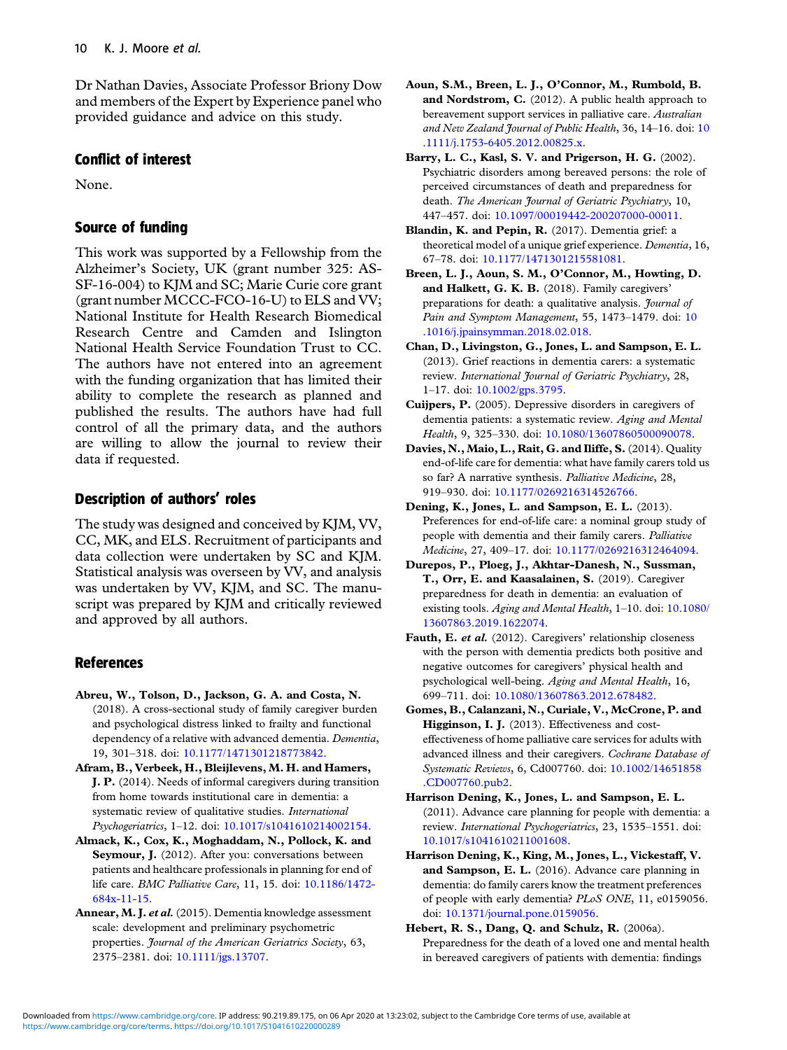Dr Nathan Davies, Associate Professor Briony Dow and members of the Expert by Experience panel who provided guidance and advice on this study.

## Conflict of interest

None.

## Source of funding

This work was supported by a Fellowship from the Alzheimer's Society, UK (grant number 325: AS-SF-16-004) to KJM and SC; Marie Curie core grant (grant number MCCC-FCO-16-U) to ELS and VV; National Institute for Health Research Biomedical Research Centre and Camden and Islington National Health Service Foundation Trust to CC. The authors have not entered into an agreement with the funding organization that has limited their ability to complete the research as planned and published the results. The authors have had full control of all the primary data, and the authors are willing to allow the journal to review their data if requested.

## Description of authors' roles

The study was designed and conceived by KJM, VV, CC, MK, and ELS. Recruitment of participants and data collection were undertaken by SC and KJM. Statistical analysis was overseen by VV, and analysis was undertaken by VV, KJM, and SC. The manuscript was prepared by KJM and critically reviewed and approved by all authors.

## References

**Abreu, W., Tolson, D., Jackson, G. A. and Costa, N.** (2018). A cross-sectional study of family caregiver burden and psychological distress linked to frailty and functional dependency of a relative with advanced dementia. *Dementia*, 19, 301–318. doi: 10.1177/1471301218773842.

**Afram, B., Verbeek, H., Bleijlevens, M. H. and Hamers, J. P.** (2014). Needs of informal caregivers during transition from home towards institutional care in dementia: a systematic review of qualitative studies. *International Psychogeriatrics*, 1–12. doi: 10.1017/s1041610214002154.

**Almack, K., Cox, K., Moghaddam, N., Pollock, K. and Seymour, J.** (2012). After you: conversations between patients and healthcare professionals in planning for end of life care. *BMC Palliative Care*, 11, 15. doi: 10.1186/1472-684x-11-15.

**Annear, M. J. *et al.*** (2015). Dementia knowledge assessment scale: development and preliminary psychometric properties. *Journal of the American Geriatrics Society*, 63, 2375–2381. doi: 10.1111/jgs.13707.

**Aoun, S.M., Breen, L. J., O'Connor, M., Rumbold, B. and Nordstrom, C.** (2012). A public health approach to bereavement support services in palliative care. *Australian and New Zealand Journal of Public Health*, 36, 14–16. doi: 10.1111/j.1753-6405.2012.00825.x.

**Barry, L. C., Kasl, S. V. and Prigerson, H. G.** (2002). Psychiatric disorders among bereaved persons: the role of perceived circumstances of death and preparedness for death. *The American Journal of Geriatric Psychiatry*, 10, 447–457. doi: 10.1097/00019442-200207000-00011.

**Blandin, K. and Pepin, R.** (2017). Dementia grief: a theoretical model of a unique grief experience. *Dementia*, 16, 67–78. doi: 10.1177/1471301215581081.

**Breen, L. J., Aoun, S. M., O'Connor, M., Howting, D. and Halkett, G. K. B.** (2018). Family caregivers' preparations for death: a qualitative analysis. *Journal of Pain and Symptom Management*, 55, 1473–1479. doi: 10.1016/j.jpainsymman.2018.02.018.

**Chan, D., Livingston, G., Jones, L. and Sampson, E. L.** (2013). Grief reactions in dementia carers: a systematic review. *International Journal of Geriatric Psychiatry*, 28, 1–17. doi: 10.1002/gps.3795.

**Cuijpers, P.** (2005). Depressive disorders in caregivers of dementia patients: a systematic review. *Aging and Mental Health*, 9, 325–330. doi: 10.1080/13607860500090078.

**Davies, N., Maio, L., Rait, G. and Iliffe, S.** (2014). Quality end-of-life care for dementia: what have family carers told us so far? A narrative synthesis. *Palliative Medicine*, 28, 919–930. doi: 10.1177/0269216314526766.

**Dening, K., Jones, L. and Sampson, E. L.** (2013). Preferences for end-of-life care: a nominal group study of people with dementia and their family carers. *Palliative Medicine*, 27, 409–17. doi: 10.1177/0269216312464094.

**Durepos, P., Ploeg, J., Akhtar-Danesh, N., Sussman, T., Orr, E. and Kaasalainen, S.** (2019). Caregiver preparedness for death in dementia: an evaluation of existing tools. *Aging and Mental Health*, 1–10. doi: 10.1080/13607863.2019.1622074.

**Fauth, E. *et al.*** (2012). Caregivers' relationship closeness with the person with dementia predicts both positive and negative outcomes for caregivers' physical health and psychological well-being. *Aging and Mental Health*, 16, 699–711. doi: 10.1080/13607863.2012.678482.

**Gomes, B., Calanzani, N., Curiale, V., McCrone, P. and Higginson, I. J.** (2013). Effectiveness and cost-effectiveness of home palliative care services for adults with advanced illness and their caregivers. *Cochrane Database of Systematic Reviews*, 6, Cd007760. doi: 10.1002/14651858.CD007760.pub2.

**Harrison Dening, K., Jones, L. and Sampson, E. L.** (2011). Advance care planning for people with dementia: a review. *International Psychogeriatrics*, 23, 1535–1551. doi: 10.1017/s1041610211001608.

**Harrison Dening, K., King, M., Jones, L., Vickestaff, V. and Sampson, E. L.** (2016). Advance care planning in dementia: do family carers know the treatment preferences of people with early dementia? *PLoS ONE*, 11, e0159056. doi: 10.1371/journal.pone.0159056.

**Hebert, R. S., Dang, Q. and Schulz, R.** (2006a). Preparedness for the death of a loved one and mental health in bereaved caregivers of patients with dementia: findings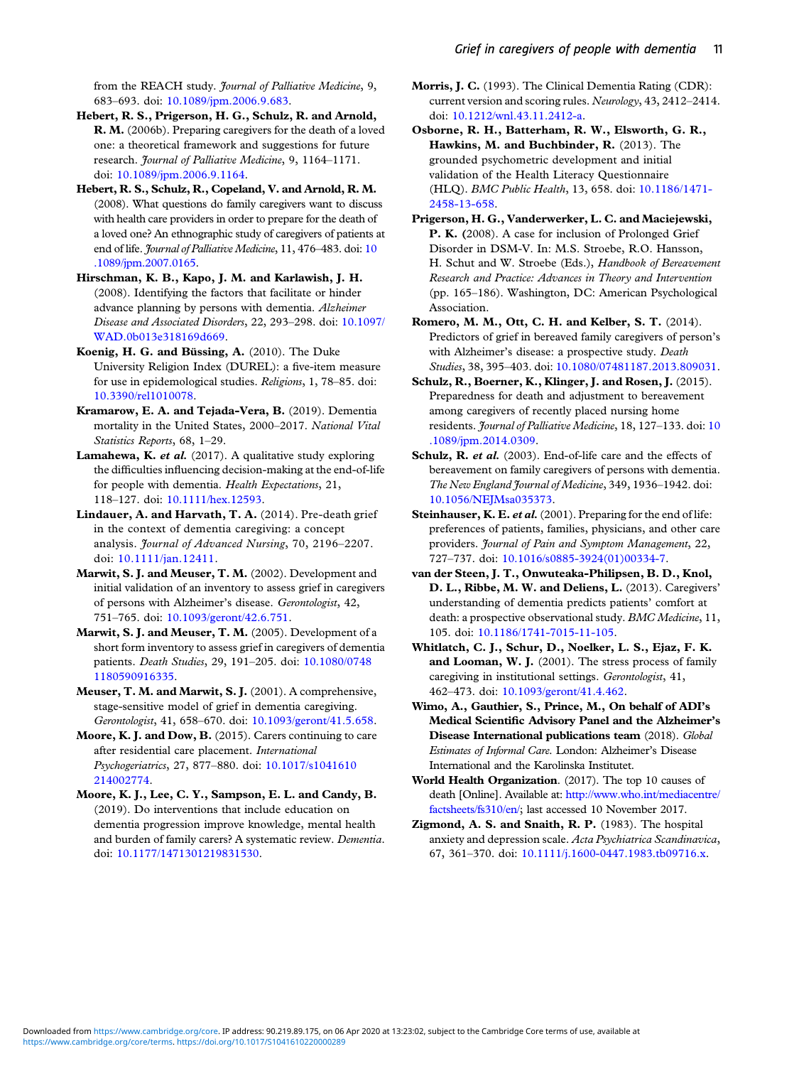from the REACH study. *Journal of Palliative Medicine*, 9, 683–693. doi: 10.1089/jpm.2006.9.683.

**Hebert, R. S., Prigerson, H. G., Schulz, R. and Arnold, R. M.** (2006b). Preparing caregivers for the death of a loved one: a theoretical framework and suggestions for future research. *Journal of Palliative Medicine*, 9, 1164–1171. doi: 10.1089/jpm.2006.9.1164.

**Hebert, R. S., Schulz, R., Copeland, V. and Arnold, R. M.** (2008). What questions do family caregivers want to discuss with health care providers in order to prepare for the death of a loved one? An ethnographic study of caregivers of patients at end of life. *Journal of Palliative Medicine*, 11, 476–483. doi: 10.1089/jpm.2007.0165.

**Hirschman, K. B., Kapo, J. M. and Karlawish, J. H.** (2008). Identifying the factors that facilitate or hinder advance planning by persons with dementia. *Alzheimer Disease and Associated Disorders*, 22, 293–298. doi: 10.1097/WAD.0b013e318169d669.

**Koenig, H. G. and Büssing, A.** (2010). The Duke University Religion Index (DUREL): a five-item measure for use in epidemological studies. *Religions*, 1, 78–85. doi: 10.3390/rel1010078.

**Kramarow, E. A. and Tejada-Vera, B.** (2019). Dementia mortality in the United States, 2000–2017. *National Vital Statistics Reports*, 68, 1–29.

**Lamahewa, K. *et al.*** (2017). A qualitative study exploring the difficulties influencing decision-making at the end-of-life for people with dementia. *Health Expectations*, 21, 118–127. doi: 10.1111/hex.12593.

**Lindauer, A. and Harvath, T. A.** (2014). Pre-death grief in the context of dementia caregiving: a concept analysis. *Journal of Advanced Nursing*, 70, 2196–2207. doi: 10.1111/jan.12411.

**Marwit, S. J. and Meuser, T. M.** (2002). Development and initial validation of an inventory to assess grief in caregivers of persons with Alzheimer's disease. *Gerontologist*, 42, 751–765. doi: 10.1093/geront/42.6.751.

**Marwit, S. J. and Meuser, T. M.** (2005). Development of a short form inventory to assess grief in caregivers of dementia patients. *Death Studies*, 29, 191–205. doi: 10.1080/07481180590916335.

**Meuser, T. M. and Marwit, S. J.** (2001). A comprehensive, stage-sensitive model of grief in dementia caregiving. *Gerontologist*, 41, 658–670. doi: 10.1093/geront/41.5.658.

**Moore, K. J. and Dow, B.** (2015). Carers continuing to care after residential care placement. *International Psychogeriatrics*, 27, 877–880. doi: 10.1017/s1041610214002774.

**Moore, K. J., Lee, C. Y., Sampson, E. L. and Candy, B.** (2019). Do interventions that include education on dementia progression improve knowledge, mental health and burden of family carers? A systematic review. *Dementia*. doi: 10.1177/1471301219831530.

**Morris, J. C.** (1993). The Clinical Dementia Rating (CDR): current version and scoring rules. *Neurology*, 43, 2412–2414. doi: 10.1212/wnl.43.11.2412-a.

**Osborne, R. H., Batterham, R. W., Elsworth, G. R., Hawkins, M. and Buchbinder, R.** (2013). The grounded psychometric development and initial validation of the Health Literacy Questionnaire (HLQ). *BMC Public Health*, 13, 658. doi: 10.1186/1471-2458-13-658.

**Prigerson, H. G., Vanderwerker, L. C. and Maciejewski, P. K.** (2008). A case for inclusion of Prolonged Grief Disorder in DSM-V. In: M.S. Stroebe, R.O. Hansson, H. Schut and W. Stroebe (Eds.), *Handbook of Bereavement Research and Practice: Advances in Theory and Intervention* (pp. 165–186). Washington, DC: American Psychological Association.

**Romero, M. M., Ott, C. H. and Kelber, S. T.** (2014). Predictors of grief in bereaved family caregivers of person's with Alzheimer's disease: a prospective study. *Death Studies*, 38, 395–403. doi: 10.1080/07481187.2013.809031.

**Schulz, R., Boerner, K., Klinger, J. and Rosen, J.** (2015). Preparedness for death and adjustment to bereavement among caregivers of recently placed nursing home residents. *Journal of Palliative Medicine*, 18, 127–133. doi: 10.1089/jpm.2014.0309.

**Schulz, R. *et al.*** (2003). End-of-life care and the effects of bereavement on family caregivers of persons with dementia. *The New England Journal of Medicine*, 349, 1936–1942. doi: 10.1056/NEJMsa035373.

**Steinhauser, K. E. *et al.*** (2001). Preparing for the end of life: preferences of patients, families, physicians, and other care providers. *Journal of Pain and Symptom Management*, 22, 727–737. doi: 10.1016/s0885-3924(01)00334-7.

**van der Steen, J. T., Onwuteaka-Philipsen, B. D., Knol, D. L., Ribbe, M. W. and Deliens, L.** (2013). Caregivers' understanding of dementia predicts patients' comfort at death: a prospective observational study. *BMC Medicine*, 11, 105. doi: 10.1186/1741-7015-11-105.

**Whitlatch, C. J., Schur, D., Noelker, L. S., Ejaz, F. K. and Looman, W. J.** (2001). The stress process of family caregiving in institutional settings. *Gerontologist*, 41, 462–473. doi: 10.1093/geront/41.4.462.

**Wimo, A., Gauthier, S., Prince, M., On behalf of ADI's Medical Scientific Advisory Panel and the Alzheimer's Disease International publications team** (2018). *Global Estimates of Informal Care*. London: Alzheimer's Disease International and the Karolinska Institutet.

**World Health Organization**. (2017). The top 10 causes of death [Online]. Available at: http://www.who.int/mediacentre/factsheets/fs310/en/; last accessed 10 November 2017.

**Zigmond, A. S. and Snaith, R. P.** (1983). The hospital anxiety and depression scale. *Acta Psychiatrica Scandinavica*, 67, 361–370. doi: 10.1111/j.1600-0447.1983.tb09716.x.